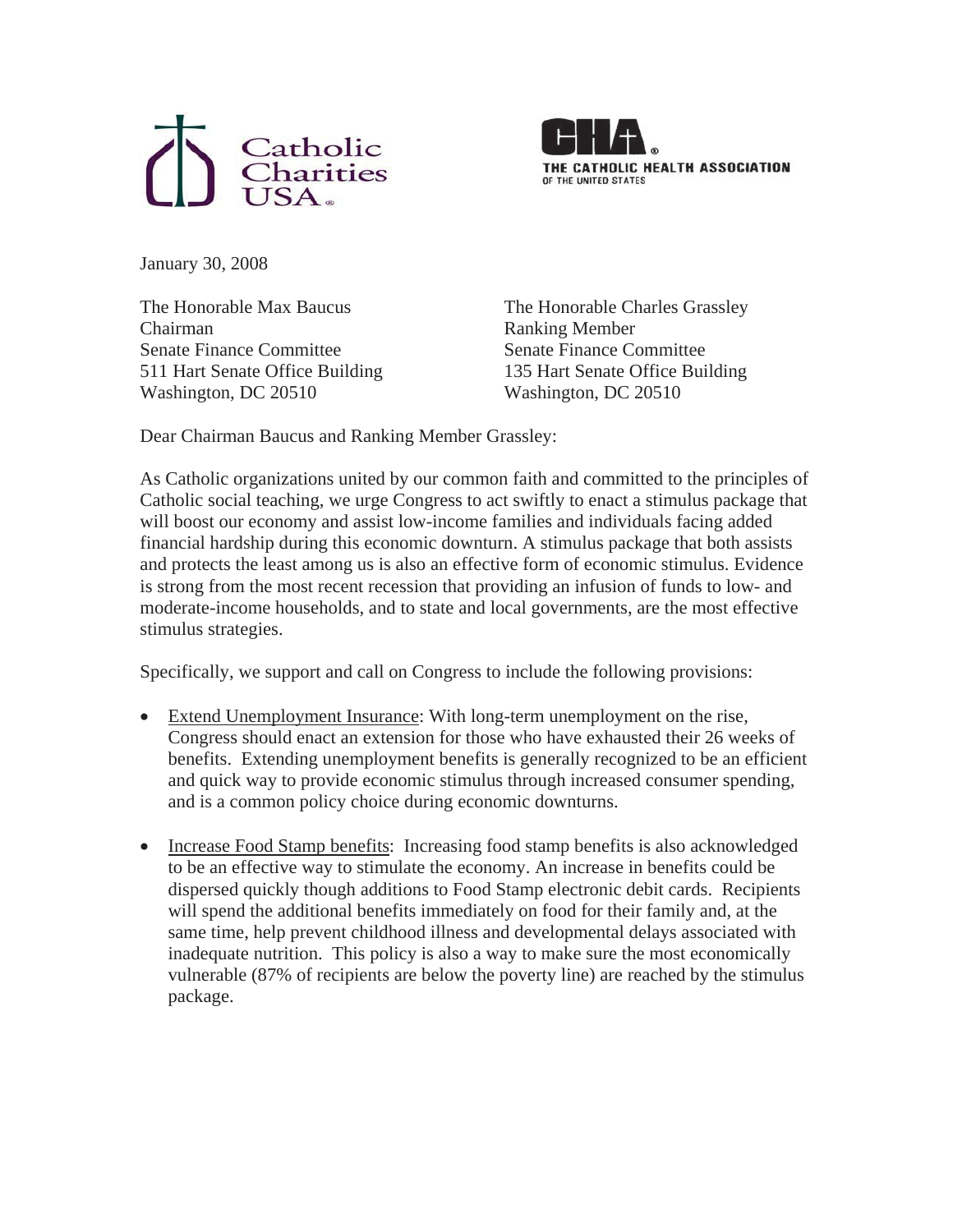Catholic Charities USA

THE CATHOLIC HEALTH ASSOCIATION OF THE UNITED STATES

January 30, 2008

The Honorable Max Baucus
Chairman
Senate Finance Committee
511 Hart Senate Office Building
Washington, DC 20510

The Honorable Charles Grassley
Ranking Member
Senate Finance Committee
135 Hart Senate Office Building
Washington, DC 20510

Dear Chairman Baucus and Ranking Member Grassley:

As Catholic organizations united by our common faith and committed to the principles of Catholic social teaching, we urge Congress to act swiftly to enact a stimulus package that will boost our economy and assist low-income families and individuals facing added financial hardship during this economic downturn. A stimulus package that both assists and protects the least among us is also an effective form of economic stimulus. Evidence is strong from the most recent recession that providing an infusion of funds to low- and moderate-income households, and to state and local governments, are the most effective stimulus strategies.

Specifically, we support and call on Congress to include the following provisions:

- Extend Unemployment Insurance: With long-term unemployment on the rise, Congress should enact an extension for those who have exhausted their 26 weeks of benefits. Extending unemployment benefits is generally recognized to be an efficient and quick way to provide economic stimulus through increased consumer spending, and is a common policy choice during economic downturns.

- Increase Food Stamp benefits: Increasing food stamp benefits is also acknowledged to be an effective way to stimulate the economy. An increase in benefits could be dispersed quickly though additions to Food Stamp electronic debit cards. Recipients will spend the additional benefits immediately on food for their family and, at the same time, help prevent childhood illness and developmental delays associated with inadequate nutrition. This policy is also a way to make sure the most economically vulnerable (87% of recipients are below the poverty line) are reached by the stimulus package.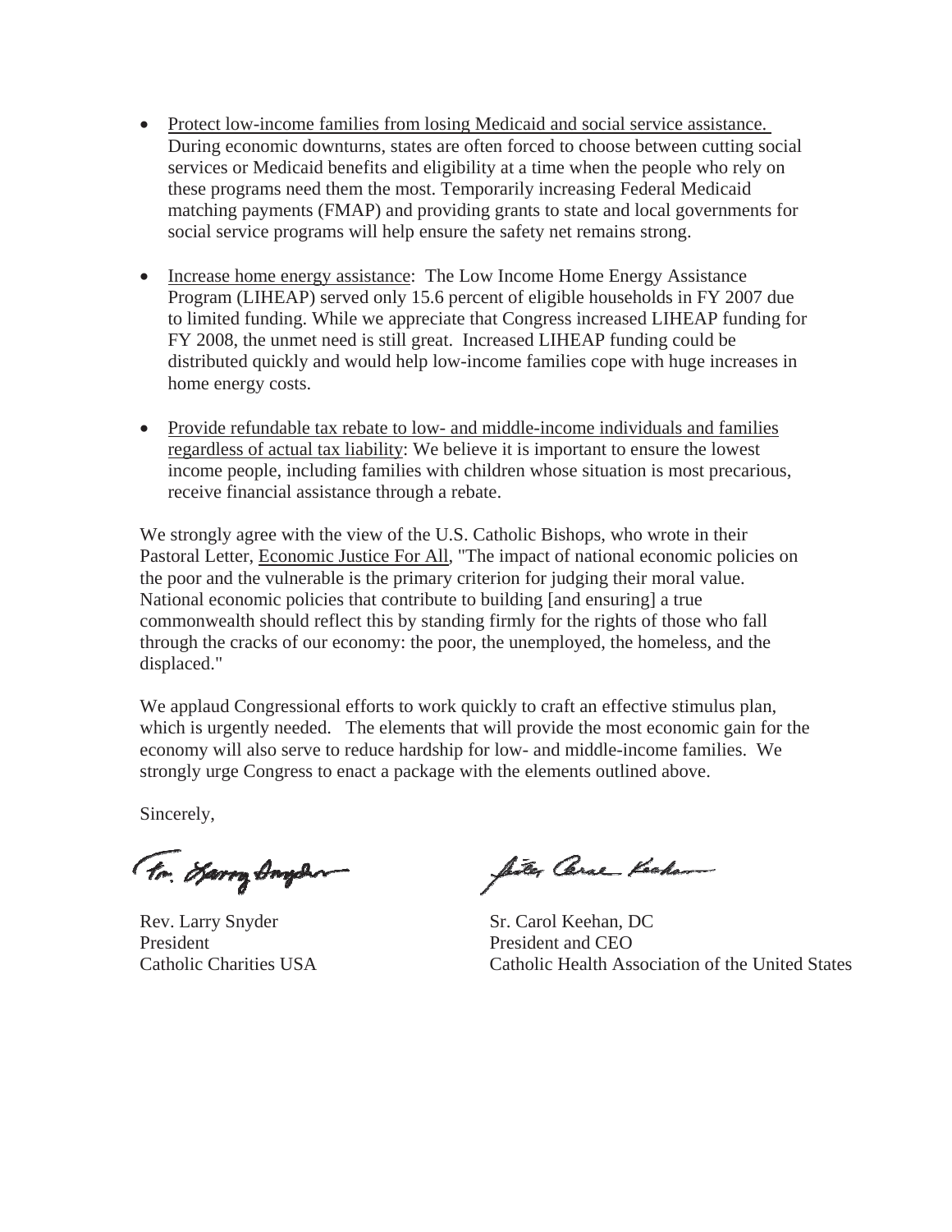- <u>Protect low-income families from losing Medicaid and social service assistance.</u> During economic downturns, states are often forced to choose between cutting social services or Medicaid benefits and eligibility at a time when the people who rely on these programs need them the most. Temporarily increasing Federal Medicaid matching payments (FMAP) and providing grants to state and local governments for social service programs will help ensure the safety net remains strong.

- <u>Increase home energy assistance</u>: The Low Income Home Energy Assistance Program (LIHEAP) served only 15.6 percent of eligible households in FY 2007 due to limited funding. While we appreciate that Congress increased LIHEAP funding for FY 2008, the unmet need is still great. Increased LIHEAP funding could be distributed quickly and would help low-income families cope with huge increases in home energy costs.

- <u>Provide refundable tax rebate to low- and middle-income individuals and families regardless of actual tax liability</u>: We believe it is important to ensure the lowest income people, including families with children whose situation is most precarious, receive financial assistance through a rebate.

We strongly agree with the view of the U.S. Catholic Bishops, who wrote in their Pastoral Letter, <u>Economic Justice For All</u>, "The impact of national economic policies on the poor and the vulnerable is the primary criterion for judging their moral value. National economic policies that contribute to building [and ensuring] a true commonwealth should reflect this by standing firmly for the rights of those who fall through the cracks of our economy: the poor, the unemployed, the homeless, and the displaced."

We applaud Congressional efforts to work quickly to craft an effective stimulus plan, which is urgently needed. The elements that will provide the most economic gain for the economy will also serve to reduce hardship for low- and middle-income families. We strongly urge Congress to enact a package with the elements outlined above.

Sincerely,

Rev. Larry Snyder
President
Catholic Charities USA

Sr. Carol Keehan, DC
President and CEO
Catholic Health Association of the United States